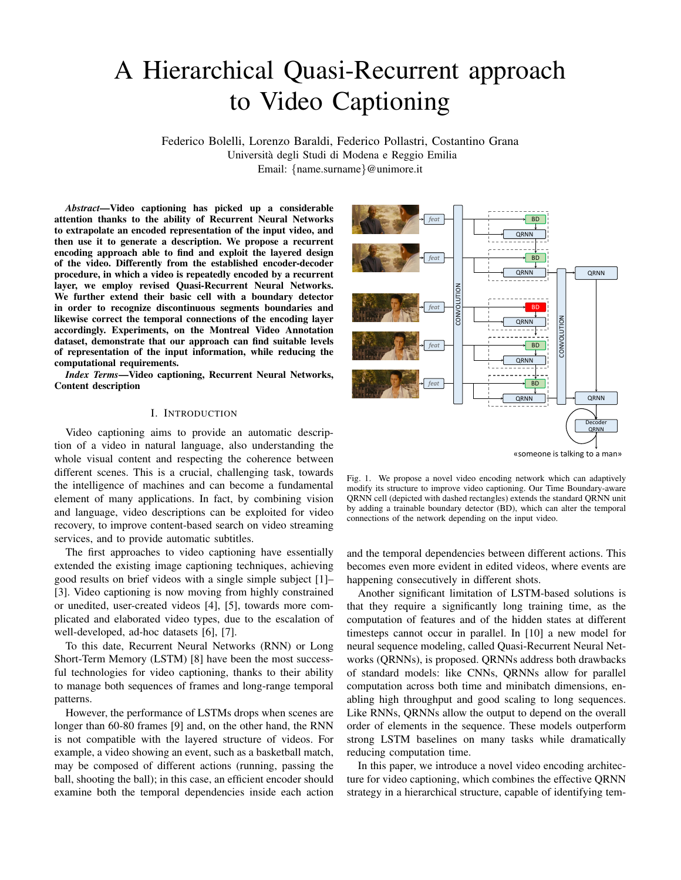# A Hierarchical Quasi-Recurrent approach to Video Captioning

Federico Bolelli, Lorenzo Baraldi, Federico Pollastri, Costantino Grana
Università degli Studi di Modena e Reggio Emilia
Email: {name.surname}@unimore.it

***Abstract*—Video captioning has picked up a considerable attention thanks to the ability of Recurrent Neural Networks to extrapolate an encoded representation of the input video, and then use it to generate a description. We propose a recurrent encoding approach able to find and exploit the layered design of the video. Differently from the established encoder-decoder procedure, in which a video is repeatedly encoded by a recurrent layer, we employ revised Quasi-Recurrent Neural Networks. We further extend their basic cell with a boundary detector in order to recognize discontinuous segments boundaries and likewise correct the temporal connections of the encoding layer accordingly. Experiments, on the Montreal Video Annotation dataset, demonstrate that our approach can find suitable levels of representation of the input information, while reducing the computational requirements.**

***Index Terms*—Video captioning, Recurrent Neural Networks, Content description**

## I. Introduction

Video captioning aims to provide an automatic description of a video in natural language, also understanding the whole visual content and respecting the coherence between different scenes. This is a crucial, challenging task, towards the intelligence of machines and can become a fundamental element of many applications. In fact, by combining vision and language, video descriptions can be exploited for video recovery, to improve content-based search on video streaming services, and to provide automatic subtitles.

The first approaches to video captioning have essentially extended the existing image captioning techniques, achieving good results on brief videos with a single simple subject [1]–[3]. Video captioning is now moving from highly constrained or unedited, user-created videos [4], [5], towards more complicated and elaborated video types, due to the escalation of well-developed, ad-hoc datasets [6], [7].

To this date, Recurrent Neural Networks (RNN) or Long Short-Term Memory (LSTM) [8] have been the most successful technologies for video captioning, thanks to their ability to manage both sequences of frames and long-range temporal patterns.

However, the performance of LSTMs drops when scenes are longer than 60-80 frames [9] and, on the other hand, the RNN is not compatible with the layered structure of videos. For example, a video showing an event, such as a basketball match, may be composed of different actions (running, passing the ball, shooting the ball); in this case, an efficient encoder should examine both the temporal dependencies inside each action and the temporal dependencies between different actions. This becomes even more evident in edited videos, where events are happening consecutively in different shots.

Fig. 1. We propose a novel video encoding network which can adaptively modify its structure to improve video captioning. Our Time Boundary-aware QRNN cell (depicted with dashed rectangles) extends the standard QRNN unit by adding a trainable boundary detector (BD), which can alter the temporal connections of the network depending on the input video.

Another significant limitation of LSTM-based solutions is that they require a significantly long training time, as the computation of features and of the hidden states at different timesteps cannot occur in parallel. In [10] a new model for neural sequence modeling, called Quasi-Recurrent Neural Networks (QRNNs), is proposed. QRNNs address both drawbacks of standard models: like CNNs, QRNNs allow for parallel computation across both time and minibatch dimensions, enabling high throughput and good scaling to long sequences. Like RNNs, QRNNs allow the output to depend on the overall order of elements in the sequence. These models outperform strong LSTM baselines on many tasks while dramatically reducing computation time.

In this paper, we introduce a novel video encoding architecture for video captioning, which combines the effective QRNN strategy in a hierarchical structure, capable of identifying tem-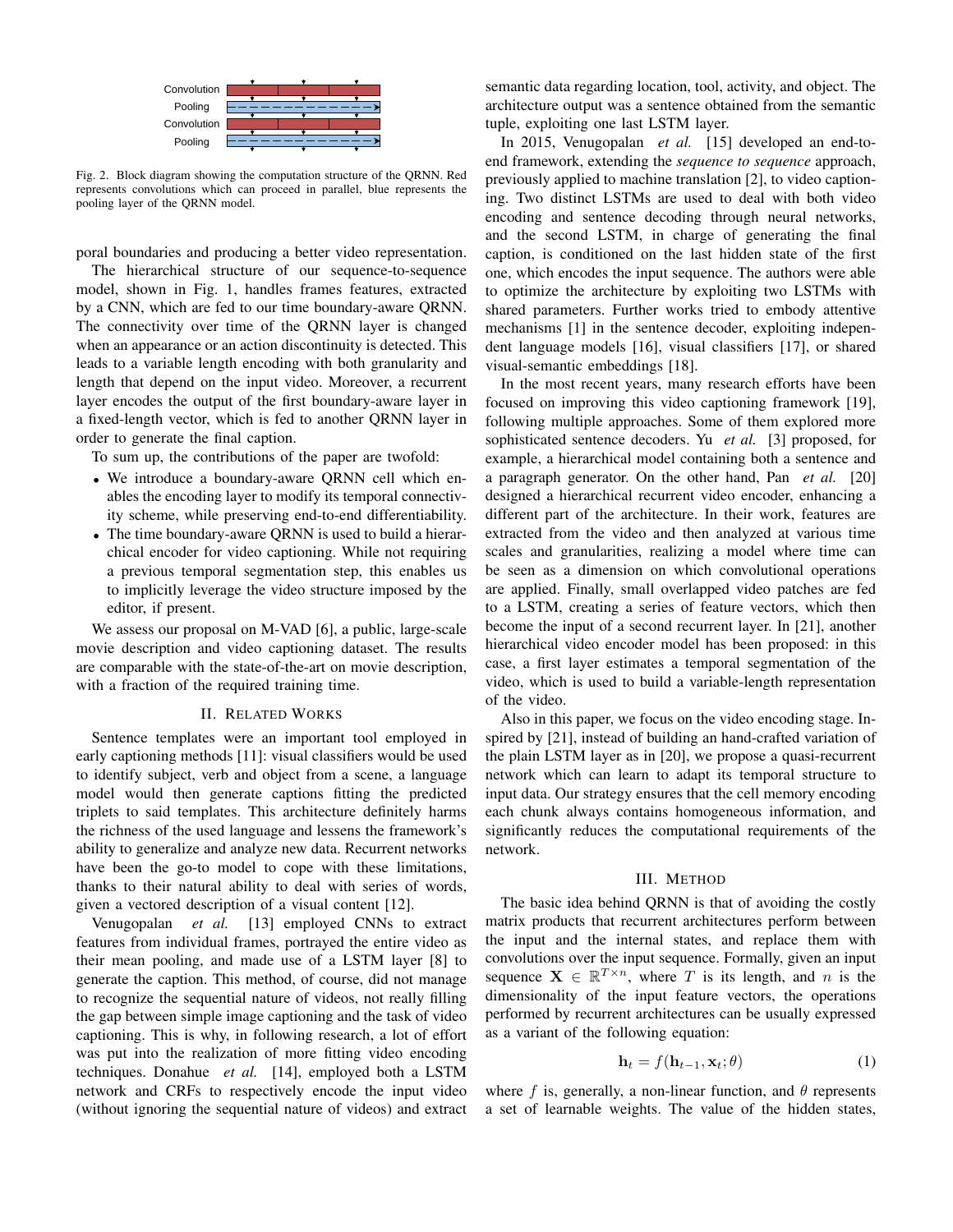Fig. 2. Block diagram showing the computation structure of the QRNN. Red represents convolutions which can proceed in parallel, blue represents the pooling layer of the QRNN model.

poral boundaries and producing a better video representation.

The hierarchical structure of our sequence-to-sequence model, shown in Fig. 1, handles frames features, extracted by a CNN, which are fed to our time boundary-aware QRNN. The connectivity over time of the QRNN layer is changed when an appearance or an action discontinuity is detected. This leads to a variable length encoding with both granularity and length that depend on the input video. Moreover, a recurrent layer encodes the output of the first boundary-aware layer in a fixed-length vector, which is fed to another QRNN layer in order to generate the final caption.

To sum up, the contributions of the paper are twofold:

- We introduce a boundary-aware QRNN cell which enables the encoding layer to modify its temporal connectivity scheme, while preserving end-to-end differentiability.
- The time boundary-aware QRNN is used to build a hierarchical encoder for video captioning. While not requiring a previous temporal segmentation step, this enables us to implicitly leverage the video structure imposed by the editor, if present.

We assess our proposal on M-VAD [6], a public, large-scale movie description and video captioning dataset. The results are comparable with the state-of-the-art on movie description, with a fraction of the required training time.

## II. Related Works

Sentence templates were an important tool employed in early captioning methods [11]: visual classifiers would be used to identify subject, verb and object from a scene, a language model would then generate captions fitting the predicted triplets to said templates. This architecture definitely harms the richness of the used language and lessens the framework's ability to generalize and analyze new data. Recurrent networks have been the go-to model to cope with these limitations, thanks to their natural ability to deal with series of words, given a vectored description of a visual content [12].

Venugopalan *et al.* [13] employed CNNs to extract features from individual frames, portrayed the entire video as their mean pooling, and made use of a LSTM layer [8] to generate the caption. This method, of course, did not manage to recognize the sequential nature of videos, not really filling the gap between simple image captioning and the task of video captioning. This is why, in following research, a lot of effort was put into the realization of more fitting video encoding techniques. Donahue *et al.* [14], employed both a LSTM network and CRFs to respectively encode the input video (without ignoring the sequential nature of videos) and extract semantic data regarding location, tool, activity, and object. The architecture output was a sentence obtained from the semantic tuple, exploiting one last LSTM layer.

In 2015, Venugopalan *et al.* [15] developed an end-to-end framework, extending the *sequence to sequence* approach, previously applied to machine translation [2], to video captioning. Two distinct LSTMs are used to deal with both video encoding and sentence decoding through neural networks, and the second LSTM, in charge of generating the final caption, is conditioned on the last hidden state of the first one, which encodes the input sequence. The authors were able to optimize the architecture by exploiting two LSTMs with shared parameters. Further works tried to embody attentive mechanisms [1] in the sentence decoder, exploiting independent language models [16], visual classifiers [17], or shared visual-semantic embeddings [18].

In the most recent years, many research efforts have been focused on improving this video captioning framework [19], following multiple approaches. Some of them explored more sophisticated sentence decoders. Yu *et al.* [3] proposed, for example, a hierarchical model containing both a sentence and a paragraph generator. On the other hand, Pan *et al.* [20] designed a hierarchical recurrent video encoder, enhancing a different part of the architecture. In their work, features are extracted from the video and then analyzed at various time scales and granularities, realizing a model where time can be seen as a dimension on which convolutional operations are applied. Finally, small overlapped video patches are fed to a LSTM, creating a series of feature vectors, which then become the input of a second recurrent layer. In [21], another hierarchical video encoder model has been proposed: in this case, a first layer estimates a temporal segmentation of the video, which is used to build a variable-length representation of the video.

Also in this paper, we focus on the video encoding stage. Inspired by [21], instead of building an hand-crafted variation of the plain LSTM layer as in [20], we propose a quasi-recurrent network which can learn to adapt its temporal structure to input data. Our strategy ensures that the cell memory encoding each chunk always contains homogeneous information, and significantly reduces the computational requirements of the network.

## III. Method

The basic idea behind QRNN is that of avoiding the costly matrix products that recurrent architectures perform between the input and the internal states, and replace them with convolutions over the input sequence. Formally, given an input sequence $\mathbf{X} \in \mathbb{R}^{T \times n}$, where $T$ is its length, and $n$ is the dimensionality of the input feature vectors, the operations performed by recurrent architectures can be usually expressed as a variant of the following equation:

$$\mathbf{h}_t = f(\mathbf{h}_{t-1}, \mathbf{x}_t; \theta) \tag{1}$$

where $f$ is, generally, a non-linear function, and $\theta$ represents a set of learnable weights. The value of the hidden states,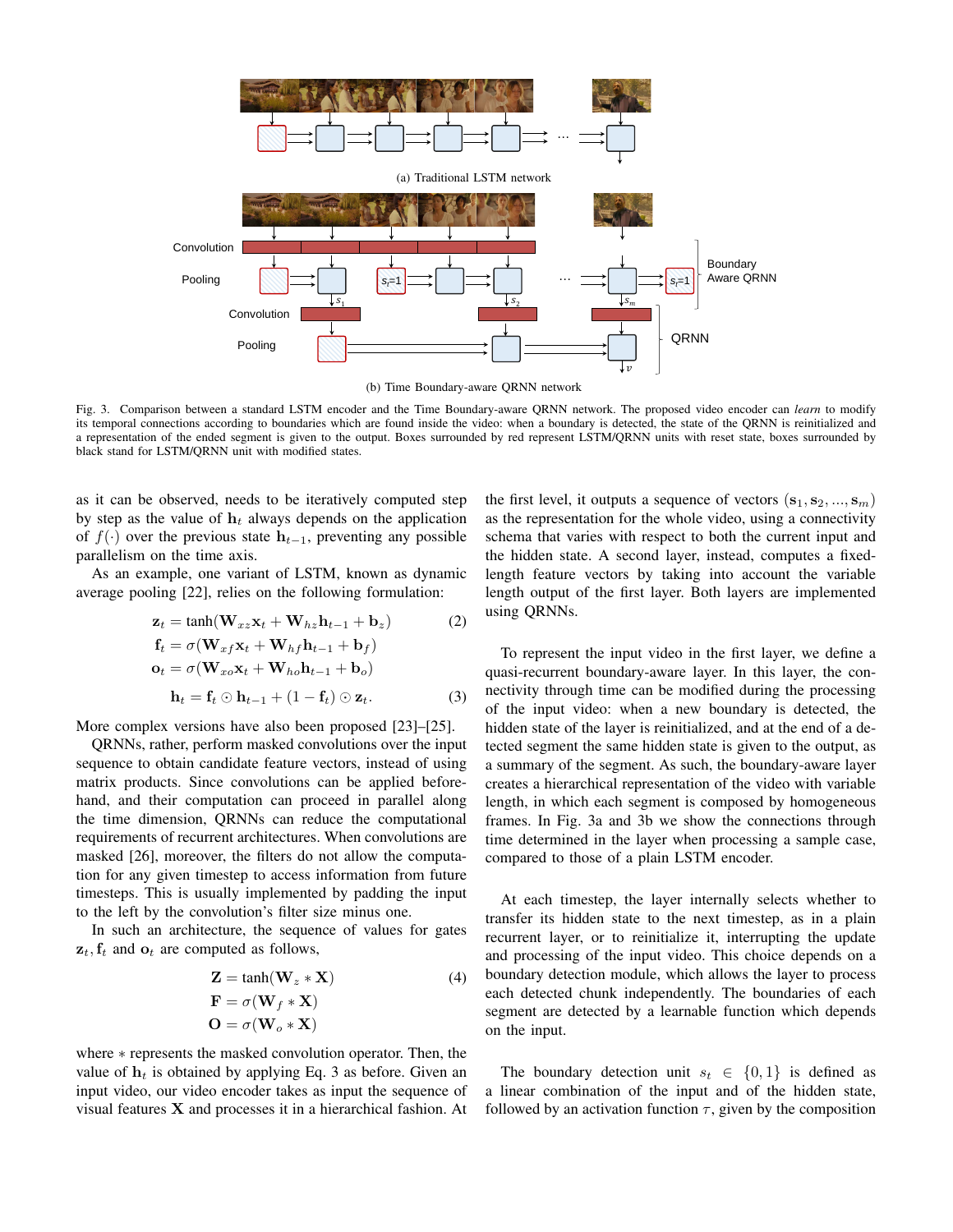(a) Traditional LSTM network

(b) Time Boundary-aware QRNN network

Fig. 3. Comparison between a standard LSTM encoder and the Time Boundary-aware QRNN network. The proposed video encoder can *learn* to modify its temporal connections according to boundaries which are found inside the video: when a boundary is detected, the state of the QRNN is reinitialized and a representation of the ended segment is given to the output. Boxes surrounded by red represent LSTM/QRNN units with reset state, boxes surrounded by black stand for LSTM/QRNN unit with modified states.

as it can be observed, needs to be iteratively computed step by step as the value of $\mathbf{h}_t$ always depends on the application of $f(\cdot)$ over the previous state $\mathbf{h}_{t-1}$, preventing any possible parallelism on the time axis.

As an example, one variant of LSTM, known as dynamic average pooling [22], relies on the following formulation:

$$\mathbf{z}_t = \tanh(\mathbf{W}_{xz}\mathbf{x}_t + \mathbf{W}_{hz}\mathbf{h}_{t-1} + \mathbf{b}_z) \tag{2}$$

$$\mathbf{f}_t = \sigma(\mathbf{W}_{xf}\mathbf{x}_t + \mathbf{W}_{hf}\mathbf{h}_{t-1} + \mathbf{b}_f)$$

$$\mathbf{o}_t = \sigma(\mathbf{W}_{xo}\mathbf{x}_t + \mathbf{W}_{ho}\mathbf{h}_{t-1} + \mathbf{b}_o)$$

$$\mathbf{h}_t = \mathbf{f}_t \odot \mathbf{h}_{t-1} + (1 - \mathbf{f}_t) \odot \mathbf{z}_t. \tag{3}$$

More complex versions have also been proposed [23]–[25].

QRNNs, rather, perform masked convolutions over the input sequence to obtain candidate feature vectors, instead of using matrix products. Since convolutions can be applied beforehand, and their computation can proceed in parallel along the time dimension, QRNNs can reduce the computational requirements of recurrent architectures. When convolutions are masked [26], moreover, the filters do not allow the computation for any given timestep to access information from future timesteps. This is usually implemented by padding the input to the left by the convolution's filter size minus one.

In such an architecture, the sequence of values for gates $\mathbf{z}_t, \mathbf{f}_t$ and $\mathbf{o}_t$ are computed as follows,

$$\mathbf{Z} = \tanh(\mathbf{W}_z * \mathbf{X}) \tag{4}$$

$$\mathbf{F} = \sigma(\mathbf{W}_f * \mathbf{X})$$

$$\mathbf{O} = \sigma(\mathbf{W}_o * \mathbf{X})$$

where $*$ represents the masked convolution operator. Then, the value of $\mathbf{h}_t$ is obtained by applying Eq. 3 as before. Given an input video, our video encoder takes as input the sequence of visual features $\mathbf{X}$ and processes it in a hierarchical fashion. At the first level, it outputs a sequence of vectors $(\mathbf{s}_1, \mathbf{s}_2, ..., \mathbf{s}_m)$ as the representation for the whole video, using a connectivity schema that varies with respect to both the current input and the hidden state. A second layer, instead, computes a fixed-length feature vectors by taking into account the variable length output of the first layer. Both layers are implemented using QRNNs.

To represent the input video in the first layer, we define a quasi-recurrent boundary-aware layer. In this layer, the connectivity through time can be modified during the processing of the input video: when a new boundary is detected, the hidden state of the layer is reinitialized, and at the end of a detected segment the same hidden state is given to the output, as a summary of the segment. As such, the boundary-aware layer creates a hierarchical representation of the video with variable length, in which each segment is composed by homogeneous frames. In Fig. 3a and 3b we show the connections through time determined in the layer when processing a sample case, compared to those of a plain LSTM encoder.

At each timestep, the layer internally selects whether to transfer its hidden state to the next timestep, as in a plain recurrent layer, or to reinitialize it, interrupting the update and processing of the input video. This choice depends on a boundary detection module, which allows the layer to process each detected chunk independently. The boundaries of each segment are detected by a learnable function which depends on the input.

The boundary detection unit $s_t \in \{0, 1\}$ is defined as a linear combination of the input and of the hidden state, followed by an activation function $\tau$, given by the composition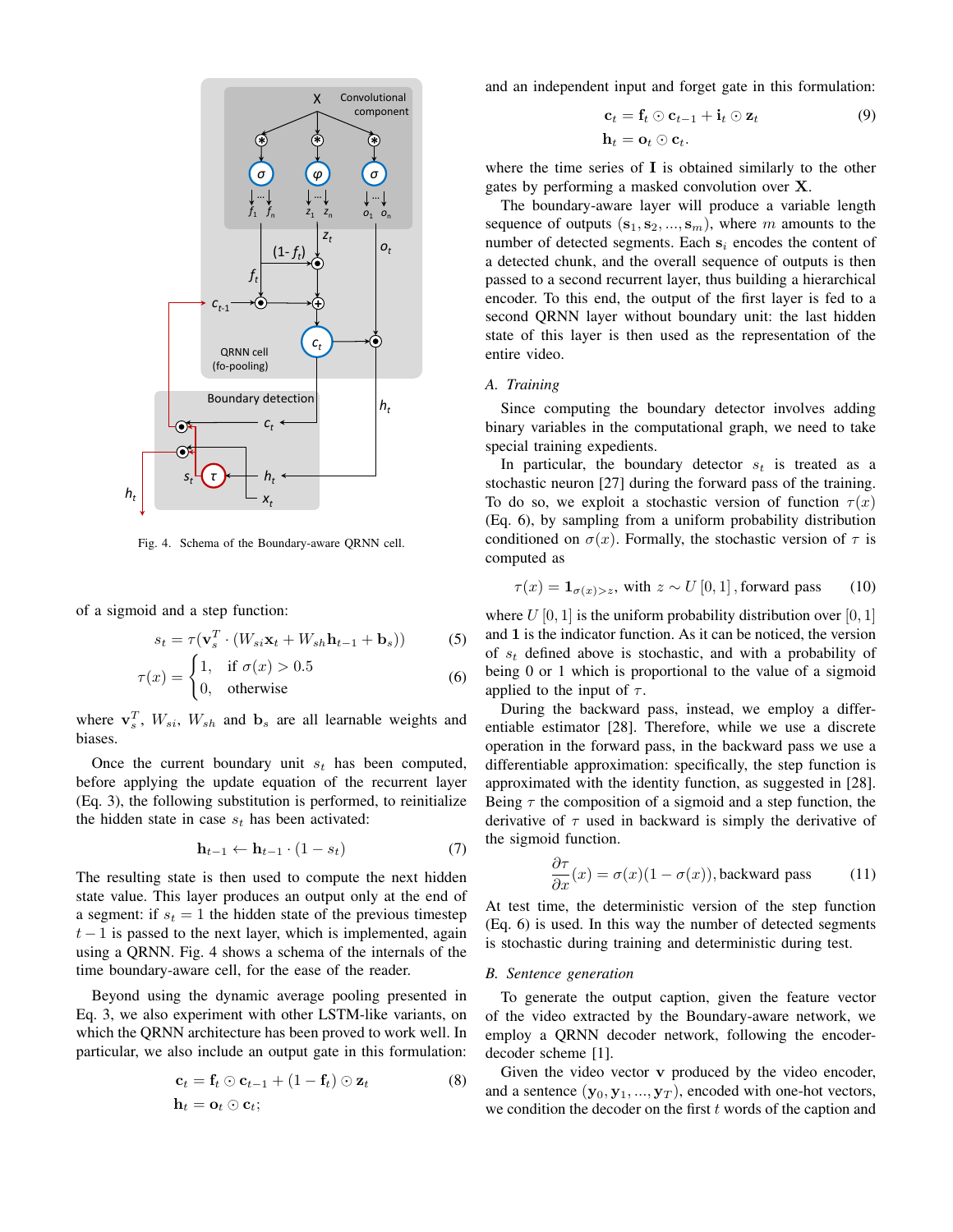Fig. 4. Schema of the Boundary-aware QRNN cell.

of a sigmoid and a step function:

$$s_t = \tau(\mathbf{v}_s^T \cdot (W_{si}\mathbf{x}_t + W_{sh}\mathbf{h}_{t-1} + \mathbf{b}_s)) \tag{5}$$

$$\tau(x) = \begin{cases} 1, & \text{if } \sigma(x) > 0.5 \\ 0, & \text{otherwise} \end{cases} \tag{6}$$

where $\mathbf{v}_s^T$, $W_{si}$, $W_{sh}$ and $\mathbf{b}_s$ are all learnable weights and biases.

Once the current boundary unit $s_t$ has been computed, before applying the update equation of the recurrent layer (Eq. 3), the following substitution is performed, to reinitialize the hidden state in case $s_t$ has been activated:

$$\mathbf{h}_{t-1} \leftarrow \mathbf{h}_{t-1} \cdot (1 - s_t) \tag{7}$$

The resulting state is then used to compute the next hidden state value. This layer produces an output only at the end of a segment: if $s_t = 1$ the hidden state of the previous timestep $t-1$ is passed to the next layer, which is implemented, again using a QRNN. Fig. 4 shows a schema of the internals of the time boundary-aware cell, for the ease of the reader.

Beyond using the dynamic average pooling presented in Eq. 3, we also experiment with other LSTM-like variants, on which the QRNN architecture has been proved to work well. In particular, we also include an output gate in this formulation:

$$\begin{aligned} \mathbf{c}_t &= \mathbf{f}_t \odot \mathbf{c}_{t-1} + (1 - \mathbf{f}_t) \odot \mathbf{z}_t \\ \mathbf{h}_t &= \mathbf{o}_t \odot \mathbf{c}_t; \end{aligned} \tag{8}$$

and an independent input and forget gate in this formulation:

$$\begin{aligned} \mathbf{c}_t &= \mathbf{f}_t \odot \mathbf{c}_{t-1} + \mathbf{i}_t \odot \mathbf{z}_t \\ \mathbf{h}_t &= \mathbf{o}_t \odot \mathbf{c}_t. \end{aligned} \tag{9}$$

where the time series of $\mathbf{I}$ is obtained similarly to the other gates by performing a masked convolution over $\mathbf{X}$.

The boundary-aware layer will produce a variable length sequence of outputs $(\mathbf{s}_1, \mathbf{s}_2, ..., \mathbf{s}_m)$, where $m$ amounts to the number of detected segments. Each $\mathbf{s}_i$ encodes the content of a detected chunk, and the overall sequence of outputs is then passed to a second recurrent layer, thus building a hierarchical encoder. To this end, the output of the first layer is fed to a second QRNN layer without boundary unit: the last hidden state of this layer is then used as the representation of the entire video.

### A. Training

Since computing the boundary detector involves adding binary variables in the computational graph, we need to take special training expedients.

In particular, the boundary detector $s_t$ is treated as a stochastic neuron [27] during the forward pass of the training. To do so, we exploit a stochastic version of function $\tau(x)$ (Eq. 6), by sampling from a uniform probability distribution conditioned on $\sigma(x)$. Formally, the stochastic version of $\tau$ is computed as

$$\tau(x) = \mathbf{1}_{\sigma(x) > z}, \text{ with } z \sim U\left[0, 1\right], \text{forward pass} \tag{10}$$

where $U\left[0, 1\right]$ is the uniform probability distribution over $[0, 1]$ and $\mathbf{1}$ is the indicator function. As it can be noticed, the version of $s_t$ defined above is stochastic, and with a probability of being 0 or 1 which is proportional to the value of a sigmoid applied to the input of $\tau$.

During the backward pass, instead, we employ a differentiable estimator [28]. Therefore, while we use a discrete operation in the forward pass, in the backward pass we use a differentiable approximation: specifically, the step function is approximated with the identity function, as suggested in [28]. Being $\tau$ the composition of a sigmoid and a step function, the derivative of $\tau$ used in backward is simply the derivative of the sigmoid function.

$$\frac{\partial \tau}{\partial x}(x) = \sigma(x)(1 - \sigma(x)), \text{backward pass} \tag{11}$$

At test time, the deterministic version of the step function (Eq. 6) is used. In this way the number of detected segments is stochastic during training and deterministic during test.

### B. Sentence generation

To generate the output caption, given the feature vector of the video extracted by the Boundary-aware network, we employ a QRNN decoder network, following the encoder-decoder scheme [1].

Given the video vector $\mathbf{v}$ produced by the video encoder, and a sentence $(\mathbf{y}_0, \mathbf{y}_1, ..., \mathbf{y}_T)$, encoded with one-hot vectors, we condition the decoder on the first $t$ words of the caption and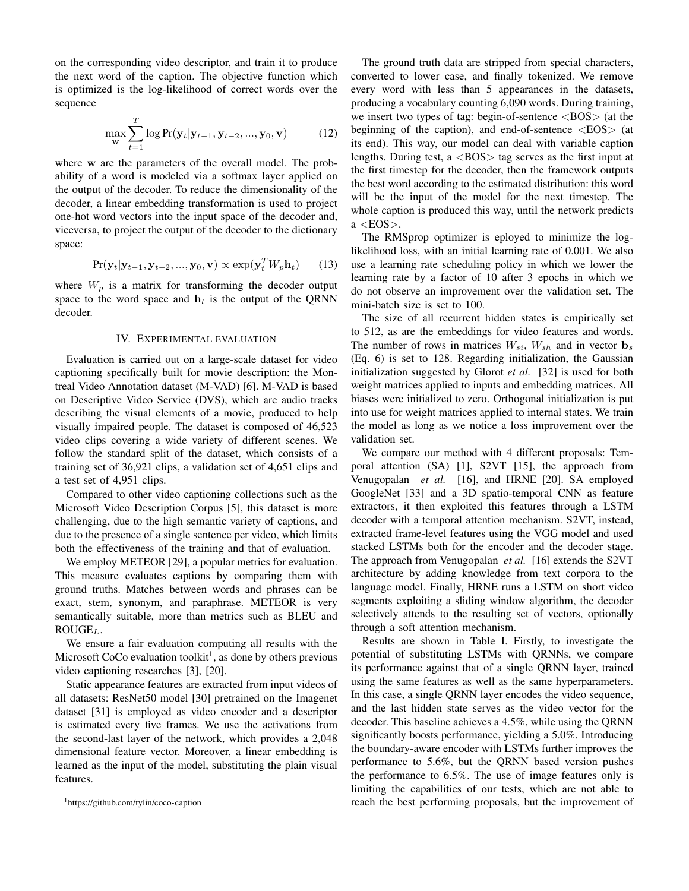on the corresponding video descriptor, and train it to produce the next word of the caption. The objective function which is optimized is the log-likelihood of correct words over the sequence

$$\max_{\mathbf{w}} \sum_{t=1}^{T} \log \Pr(\mathbf{y}_t | \mathbf{y}_{t-1}, \mathbf{y}_{t-2}, ..., \mathbf{y}_0, \mathbf{v}) \tag{12}$$

where $\mathbf{w}$ are the parameters of the overall model. The probability of a word is modeled via a softmax layer applied on the output of the decoder. To reduce the dimensionality of the decoder, a linear embedding transformation is used to project one-hot word vectors into the input space of the decoder and, viceversa, to project the output of the decoder to the dictionary space:

$$\Pr(\mathbf{y}_t | \mathbf{y}_{t-1}, \mathbf{y}_{t-2}, ..., \mathbf{y}_0, \mathbf{v}) \propto \exp(\mathbf{y}_t^T W_p \mathbf{h}_t) \tag{13}$$

where $W_p$ is a matrix for transforming the decoder output space to the word space and $\mathbf{h}_t$ is the output of the QRNN decoder.

## IV. Experimental evaluation

Evaluation is carried out on a large-scale dataset for video captioning specifically built for movie description: the Montreal Video Annotation dataset (M-VAD) [6]. M-VAD is based on Descriptive Video Service (DVS), which are audio tracks describing the visual elements of a movie, produced to help visually impaired people. The dataset is composed of 46,523 video clips covering a wide variety of different scenes. We follow the standard split of the dataset, which consists of a training set of 36,921 clips, a validation set of 4,651 clips and a test set of 4,951 clips.

Compared to other video captioning collections such as the Microsoft Video Description Corpus [5], this dataset is more challenging, due to the high semantic variety of captions, and due to the presence of a single sentence per video, which limits both the effectiveness of the training and that of evaluation.

We employ METEOR [29], a popular metrics for evaluation. This measure evaluates captions by comparing them with ground truths. Matches between words and phrases can be exact, stem, synonym, and paraphrase. METEOR is very semantically suitable, more than metrics such as BLEU and ROUGE$_L$.

We ensure a fair evaluation computing all results with the Microsoft CoCo evaluation toolkit[1], as done by others previous video captioning researches [3], [20].

Static appearance features are extracted from input videos of all datasets: ResNet50 model [30] pretrained on the Imagenet dataset [31] is employed as video encoder and a descriptor is estimated every five frames. We use the activations from the second-last layer of the network, which provides a 2,048 dimensional feature vector. Moreover, a linear embedding is learned as the input of the model, substituting the plain visual features.

[1] https://github.com/tylin/coco-caption

The ground truth data are stripped from special characters, converted to lower case, and finally tokenized. We remove every word with less than 5 appearances in the datasets, producing a vocabulary counting 6,090 words. During training, we insert two types of tag: begin-of-sentence <BOS> (at the beginning of the caption), and end-of-sentence <EOS> (at its end). This way, our model can deal with variable caption lengths. During test, a <BOS> tag serves as the first input at the first timestep for the decoder, then the framework outputs the best word according to the estimated distribution: this word will be the input of the model for the next timestep. The whole caption is produced this way, until the network predicts a <EOS>.

The RMSprop optimizer is eployed to minimize the log-likelihood loss, with an initial learning rate of 0.001. We also use a learning rate scheduling policy in which we lower the learning rate by a factor of 10 after 3 epochs in which we do not observe an improvement over the validation set. The mini-batch size is set to 100.

The size of all recurrent hidden states is empirically set to 512, as are the embeddings for video features and words. The number of rows in matrices $W_{si}$, $W_{sh}$ and in vector $\mathbf{b}_s$ (Eq. 6) is set to 128. Regarding initialization, the Gaussian initialization suggested by Glorot *et al.* [32] is used for both weight matrices applied to inputs and embedding matrices. All biases were initialized to zero. Orthogonal initialization is put into use for weight matrices applied to internal states. We train the model as long as we notice a loss improvement over the validation set.

We compare our method with 4 different proposals: Temporal attention (SA) [1], S2VT [15], the approach from Venugopalan *et al.* [16], and HRNE [20]. SA employed GoogleNet [33] and a 3D spatio-temporal CNN as feature extractors, it then exploited this features through a LSTM decoder with a temporal attention mechanism. S2VT, instead, extracted frame-level features using the VGG model and used stacked LSTMs both for the encoder and the decoder stage. The approach from Venugopalan *et al.* [16] extends the S2VT architecture by adding knowledge from text corpora to the language model. Finally, HRNE runs a LSTM on short video segments exploiting a sliding window algorithm, the decoder selectively attends to the resulting set of vectors, optionally through a soft attention mechanism.

Results are shown in Table I. Firstly, to investigate the potential of substituting LSTMs with QRNNs, we compare its performance against that of a single QRNN layer, trained using the same features as well as the same hyperparameters. In this case, a single QRNN layer encodes the video sequence, and the last hidden state serves as the video vector for the decoder. This baseline achieves a 4.5%, while using the QRNN significantly boosts performance, yielding a 5.0%. Introducing the boundary-aware encoder with LSTMs further improves the performance to 5.6%, but the QRNN based version pushes the performance to 6.5%. The use of image features only is limiting the capabilities of our tests, which are not able to reach the best performing proposals, but the improvement of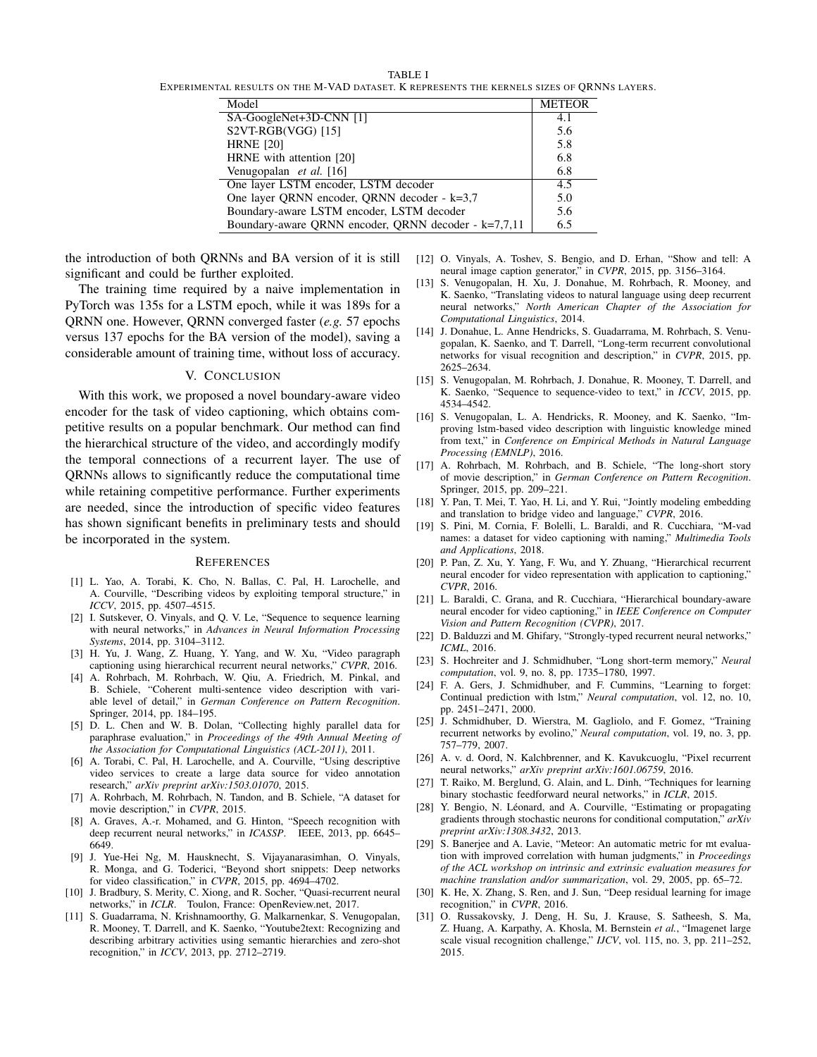TABLE I
EXPERIMENTAL RESULTS ON THE M-VAD DATASET. K REPRESENTS THE KERNELS SIZES OF QRNNS LAYERS.

| Model | METEOR |
|---|---|
| SA-GoogleNet+3D-CNN [1] | 4.1 |
| S2VT-RGB(VGG) [15] | 5.6 |
| HRNE [20] | 5.8 |
| HRNE with attention [20] | 6.8 |
| Venugopalan *et al.* [16] | 6.8 |
| One layer LSTM encoder, LSTM decoder | 4.5 |
| One layer QRNN encoder, QRNN decoder - k=3,7 | 5.0 |
| Boundary-aware LSTM encoder, LSTM decoder | 5.6 |
| Boundary-aware QRNN encoder, QRNN decoder - k=7,7,11 | 6.5 |

the introduction of both QRNNs and BA version of it is still significant and could be further exploited.

The training time required by a naive implementation in PyTorch was 135s for a LSTM epoch, while it was 189s for a QRNN one. However, QRNN converged faster (*e.g.* 57 epochs versus 137 epochs for the BA version of the model), saving a considerable amount of training time, without loss of accuracy.

## V. Conclusion

With this work, we proposed a novel boundary-aware video encoder for the task of video captioning, which obtains competitive results on a popular benchmark. Our method can find the hierarchical structure of the video, and accordingly modify the temporal connections of a recurrent layer. The use of QRNNs allows to significantly reduce the computational time while retaining competitive performance. Further experiments are needed, since the introduction of specific video features has shown significant benefits in preliminary tests and should be incorporated in the system.

## References

[1] L. Yao, A. Torabi, K. Cho, N. Ballas, C. Pal, H. Larochelle, and A. Courville, "Describing videos by exploiting temporal structure," in *ICCV*, 2015, pp. 4507–4515.

[2] I. Sutskever, O. Vinyals, and Q. V. Le, "Sequence to sequence learning with neural networks," in *Advances in Neural Information Processing Systems*, 2014, pp. 3104–3112.

[3] H. Yu, J. Wang, Z. Huang, Y. Yang, and W. Xu, "Video paragraph captioning using hierarchical recurrent neural networks," *CVPR*, 2016.

[4] A. Rohrbach, M. Rohrbach, W. Qiu, A. Friedrich, M. Pinkal, and B. Schiele, "Coherent multi-sentence video description with variable level of detail," in *German Conference on Pattern Recognition*. Springer, 2014, pp. 184–195.

[5] D. L. Chen and W. B. Dolan, "Collecting highly parallel data for paraphrase evaluation," in *Proceedings of the 49th Annual Meeting of the Association for Computational Linguistics (ACL-2011)*, 2011.

[6] A. Torabi, C. Pal, H. Larochelle, and A. Courville, "Using descriptive video services to create a large data source for video annotation research," *arXiv preprint arXiv:1503.01070*, 2015.

[7] A. Rohrbach, M. Rohrbach, N. Tandon, and B. Schiele, "A dataset for movie description," in *CVPR*, 2015.

[8] A. Graves, A.-r. Mohamed, and G. Hinton, "Speech recognition with deep recurrent neural networks," in *ICASSP*. IEEE, 2013, pp. 6645–6649.

[9] J. Yue-Hei Ng, M. Hausknecht, S. Vijayanarasimhan, O. Vinyals, R. Monga, and G. Toderici, "Beyond short snippets: Deep networks for video classification," in *CVPR*, 2015, pp. 4694–4702.

[10] J. Bradbury, S. Merity, C. Xiong, and R. Socher, "Quasi-recurrent neural networks," in *ICLR*. Toulon, France: OpenReview.net, 2017.

[11] S. Guadarrama, N. Krishnamoorthy, G. Malkarnenkar, S. Venugopalan, R. Mooney, T. Darrell, and K. Saenko, "Youtube2text: Recognizing and describing arbitrary activities using semantic hierarchies and zero-shot recognition," in *ICCV*, 2013, pp. 2712–2719.

[12] O. Vinyals, A. Toshev, S. Bengio, and D. Erhan, "Show and tell: A neural image caption generator," in *CVPR*, 2015, pp. 3156–3164.

[13] S. Venugopalan, H. Xu, J. Donahue, M. Rohrbach, R. Mooney, and K. Saenko, "Translating videos to natural language using deep recurrent neural networks," *North American Chapter of the Association for Computational Linguistics*, 2014.

[14] J. Donahue, L. Anne Hendricks, S. Guadarrama, M. Rohrbach, S. Venugopalan, K. Saenko, and T. Darrell, "Long-term recurrent convolutional networks for visual recognition and description," in *CVPR*, 2015, pp. 2625–2634.

[15] S. Venugopalan, M. Rohrbach, J. Donahue, R. Mooney, T. Darrell, and K. Saenko, "Sequence to sequence-video to text," in *ICCV*, 2015, pp. 4534–4542.

[16] S. Venugopalan, L. A. Hendricks, R. Mooney, and K. Saenko, "Improving lstm-based video description with linguistic knowledge mined from text," in *Conference on Empirical Methods in Natural Language Processing (EMNLP)*, 2016.

[17] A. Rohrbach, M. Rohrbach, and B. Schiele, "The long-short story of movie description," in *German Conference on Pattern Recognition*. Springer, 2015, pp. 209–221.

[18] Y. Pan, T. Mei, T. Yao, H. Li, and Y. Rui, "Jointly modeling embedding and translation to bridge video and language," *CVPR*, 2016.

[19] S. Pini, M. Cornia, F. Bolelli, L. Baraldi, and R. Cucchiara, "M-vad names: a dataset for video captioning with naming," *Multimedia Tools and Applications*, 2018.

[20] P. Pan, Z. Xu, Y. Yang, F. Wu, and Y. Zhuang, "Hierarchical recurrent neural encoder for video representation with application to captioning," *CVPR*, 2016.

[21] L. Baraldi, C. Grana, and R. Cucchiara, "Hierarchical boundary-aware neural encoder for video captioning," in *IEEE Conference on Computer Vision and Pattern Recognition (CVPR)*, 2017.

[22] D. Balduzzi and M. Ghifary, "Strongly-typed recurrent neural networks," *ICML*, 2016.

[23] S. Hochreiter and J. Schmidhuber, "Long short-term memory," *Neural computation*, vol. 9, no. 8, pp. 1735–1780, 1997.

[24] F. A. Gers, J. Schmidhuber, and F. Cummins, "Learning to forget: Continual prediction with lstm," *Neural computation*, vol. 12, no. 10, pp. 2451–2471, 2000.

[25] J. Schmidhuber, D. Wierstra, M. Gagliolo, and F. Gomez, "Training recurrent networks by evolino," *Neural computation*, vol. 19, no. 3, pp. 757–779, 2007.

[26] A. v. d. Oord, N. Kalchbrenner, and K. Kavukcuoglu, "Pixel recurrent neural networks," *arXiv preprint arXiv:1601.06759*, 2016.

[27] T. Raiko, M. Berglund, G. Alain, and L. Dinh, "Techniques for learning binary stochastic feedforward neural networks," in *ICLR*, 2015.

[28] Y. Bengio, N. Léonard, and A. Courville, "Estimating or propagating gradients through stochastic neurons for conditional computation," *arXiv preprint arXiv:1308.3432*, 2013.

[29] S. Banerjee and A. Lavie, "Meteor: An automatic metric for mt evaluation with improved correlation with human judgments," in *Proceedings of the ACL workshop on intrinsic and extrinsic evaluation measures for machine translation and/or summarization*, vol. 29, 2005, pp. 65–72.

[30] K. He, X. Zhang, S. Ren, and J. Sun, "Deep residual learning for image recognition," in *CVPR*, 2016.

[31] O. Russakovsky, J. Deng, H. Su, J. Krause, S. Satheesh, S. Ma, Z. Huang, A. Karpathy, A. Khosla, M. Bernstein *et al.*, "Imagenet large scale visual recognition challenge," *IJCV*, vol. 115, no. 3, pp. 211–252, 2015.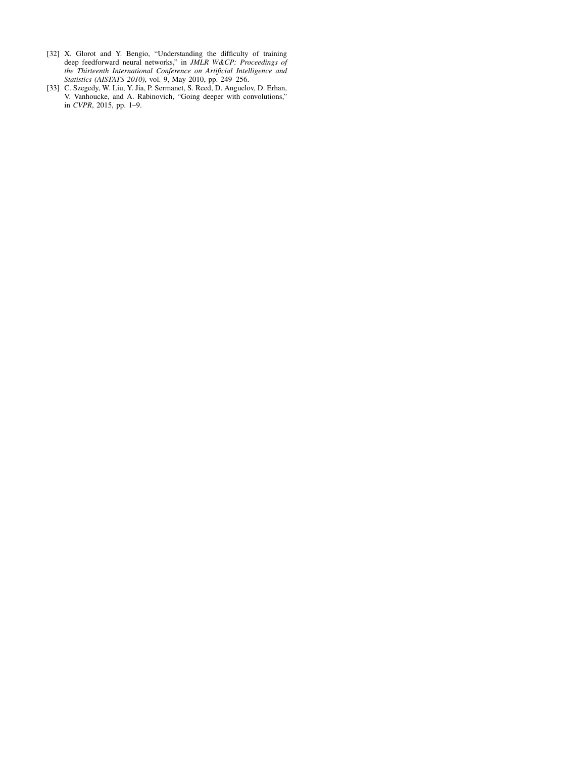[32] X. Glorot and Y. Bengio, "Understanding the difficulty of training deep feedforward neural networks," in *JMLR W&CP: Proceedings of the Thirteenth International Conference on Artificial Intelligence and Statistics (AISTATS 2010)*, vol. 9, May 2010, pp. 249–256.

[33] C. Szegedy, W. Liu, Y. Jia, P. Sermanet, S. Reed, D. Anguelov, D. Erhan, V. Vanhoucke, and A. Rabinovich, "Going deeper with convolutions," in *CVPR*, 2015, pp. 1–9.